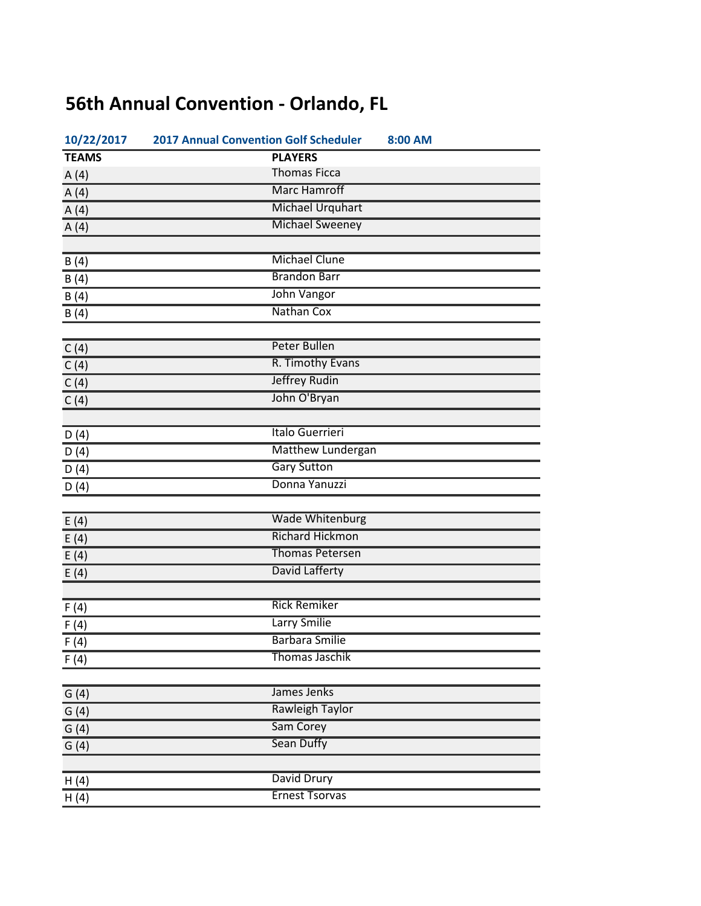# 56th Annual Convention - Orlando, FL

**10/22/2017** **2017 Annual Convention Golf Scheduler** **8:00 AM**

| TEAMS | PLAYERS |
|---|---|
| A (4) | Thomas Ficca |
| A (4) | Marc Hamroff |
| A (4) | Michael Urquhart |
| A (4) | Michael Sweeney |
| | |
| B (4) | Michael Clune |
| B (4) | Brandon Barr |
| B (4) | John Vangor |
| B (4) | Nathan Cox |
| | |
| C (4) | Peter Bullen |
| C (4) | R. Timothy Evans |
| C (4) | Jeffrey Rudin |
| C (4) | John O'Bryan |
| | |
| D (4) | Italo Guerrieri |
| D (4) | Matthew Lundergan |
| D (4) | Gary Sutton |
| D (4) | Donna Yanuzzi |
| | |
| E (4) | Wade Whitenburg |
| E (4) | Richard Hickmon |
| E (4) | Thomas Petersen |
| E (4) | David Lafferty |
| | |
| F (4) | Rick Remiker |
| F (4) | Larry Smilie |
| F (4) | Barbara Smilie |
| F (4) | Thomas Jaschik |
| | |
| G (4) | James Jenks |
| G (4) | Rawleigh Taylor |
| G (4) | Sam Corey |
| G (4) | Sean Duffy |
| | |
| H (4) | David Drury |
| H (4) | Ernest Tsorvas |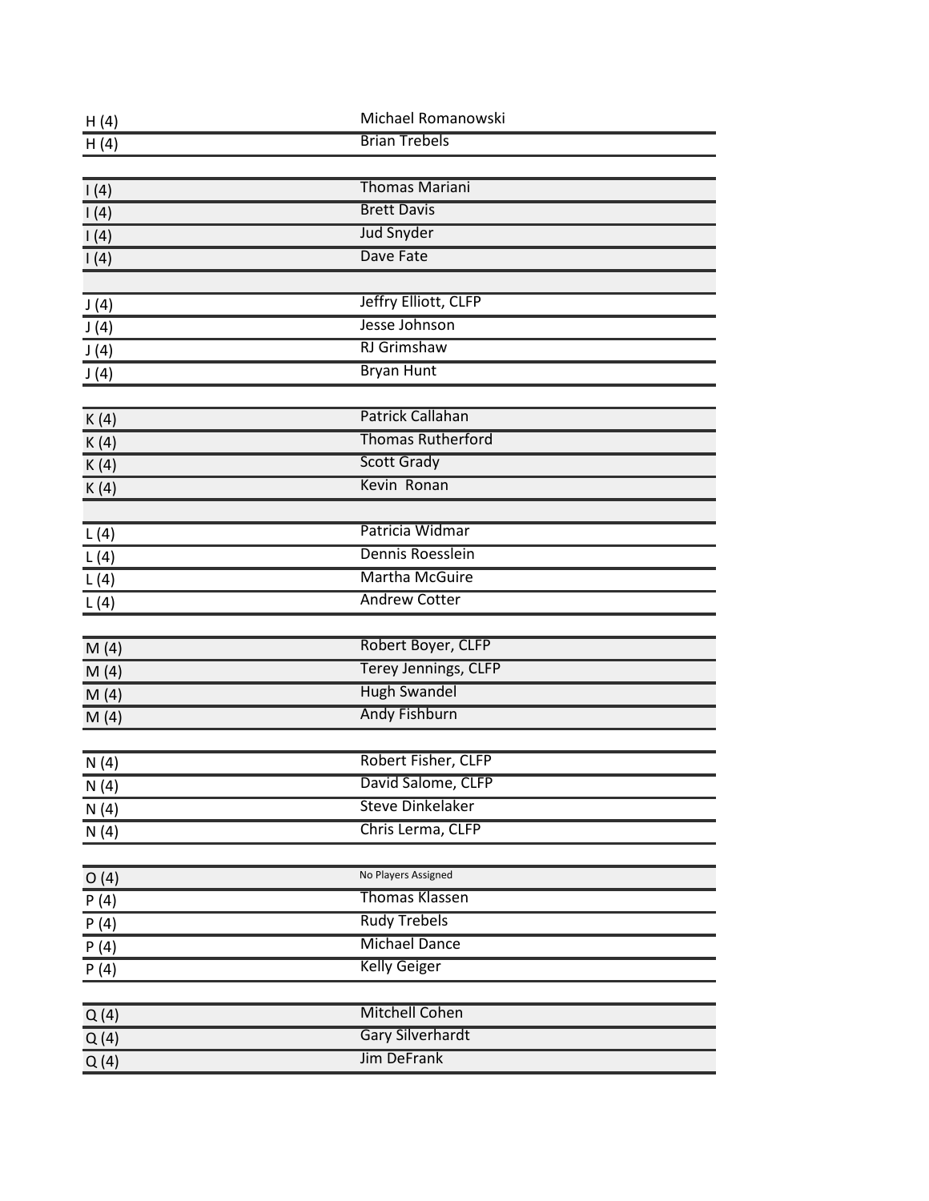| | |
|---|---|
| H (4) | Michael Romanowski |
| H (4) | Brian Trebels |
| | |
| I (4) | Thomas Mariani |
| I (4) | Brett Davis |
| I (4) | Jud Snyder |
| I (4) | Dave Fate |
| | |
| J (4) | Jeffry Elliott, CLFP |
| J (4) | Jesse Johnson |
| J (4) | RJ Grimshaw |
| J (4) | Bryan Hunt |
| | |
| K (4) | Patrick Callahan |
| K (4) | Thomas Rutherford |
| K (4) | Scott Grady |
| K (4) | Kevin Ronan |
| | |
| L (4) | Patricia Widmar |
| L (4) | Dennis Roesslein |
| L (4) | Martha McGuire |
| L (4) | Andrew Cotter |
| | |
| M (4) | Robert Boyer, CLFP |
| M (4) | Terey Jennings, CLFP |
| M (4) | Hugh Swandel |
| M (4) | Andy Fishburn |
| | |
| N (4) | Robert Fisher, CLFP |
| N (4) | David Salome, CLFP |
| N (4) | Steve Dinkelaker |
| N (4) | Chris Lerma, CLFP |
| | |
| O (4) | No Players Assigned |
| P (4) | Thomas Klassen |
| P (4) | Rudy Trebels |
| P (4) | Michael Dance |
| P (4) | Kelly Geiger |
| | |
| Q (4) | Mitchell Cohen |
| Q (4) | Gary Silverhardt |
| Q (4) | Jim DeFrank |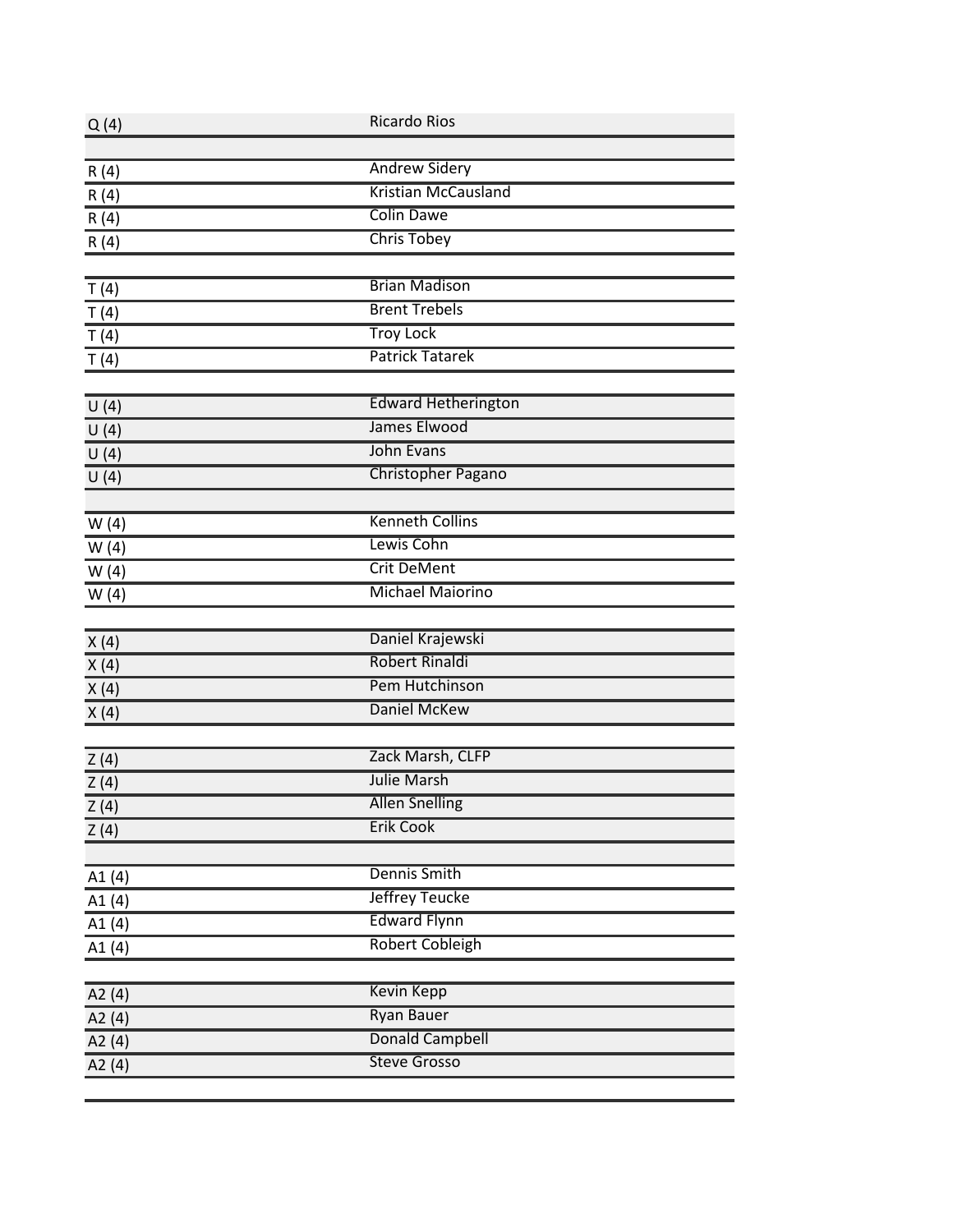| | |
|---|---|
| Q (4) | Ricardo Rios |
| | |
| R (4) | Andrew Sidery |
| R (4) | Kristian McCausland |
| R (4) | Colin Dawe |
| R (4) | Chris Tobey |
| | |
| T (4) | Brian Madison |
| T (4) | Brent Trebels |
| T (4) | Troy Lock |
| T (4) | Patrick Tatarek |
| | |
| U (4) | Edward Hetherington |
| U (4) | James Elwood |
| U (4) | John Evans |
| U (4) | Christopher Pagano |
| | |
| W (4) | Kenneth Collins |
| W (4) | Lewis Cohn |
| W (4) | Crit DeMent |
| W (4) | Michael Maiorino |
| | |
| X (4) | Daniel Krajewski |
| X (4) | Robert Rinaldi |
| X (4) | Pem Hutchinson |
| X (4) | Daniel McKew |
| | |
| Z (4) | Zack Marsh, CLFP |
| Z (4) | Julie Marsh |
| Z (4) | Allen Snelling |
| Z (4) | Erik Cook |
| | |
| A1 (4) | Dennis Smith |
| A1 (4) | Jeffrey Teucke |
| A1 (4) | Edward Flynn |
| A1 (4) | Robert Cobleigh |
| | |
| A2 (4) | Kevin Kepp |
| A2 (4) | Ryan Bauer |
| A2 (4) | Donald Campbell |
| A2 (4) | Steve Grosso |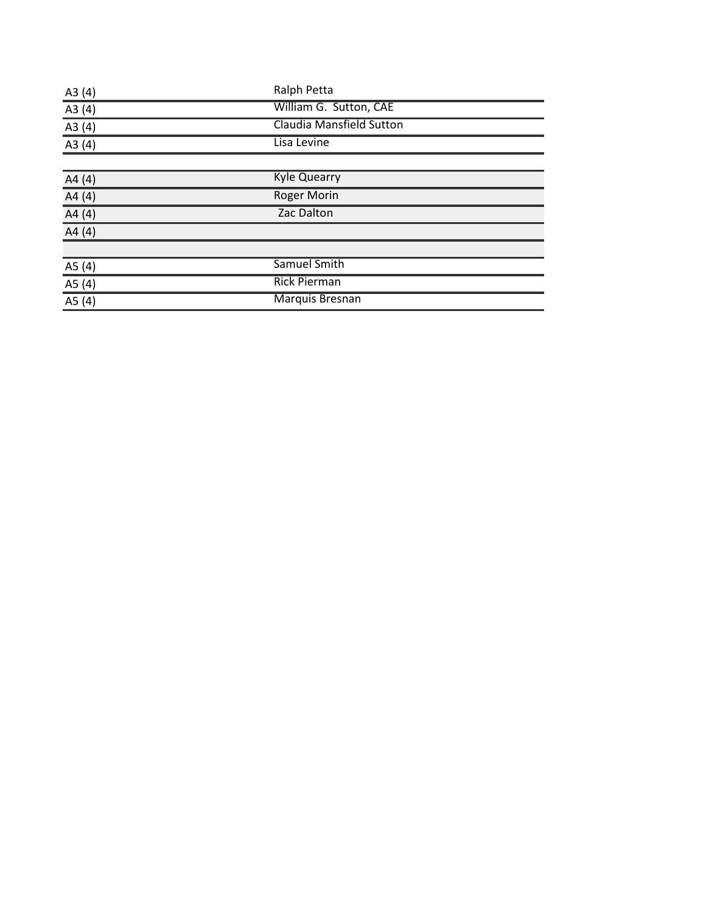| | |
|---|---|
| A3 (4) | Ralph Petta |
| A3 (4) | William G. Sutton, CAE |
| A3 (4) | Claudia Mansfield Sutton |
| A3 (4) | Lisa Levine |
| | |
| A4 (4) | Kyle Quearry |
| A4 (4) | Roger Morin |
| A4 (4) | Zac Dalton |
| A4 (4) | |
| | |
| A5 (4) | Samuel Smith |
| A5 (4) | Rick Pierman |
| A5 (4) | Marquis Bresnan |